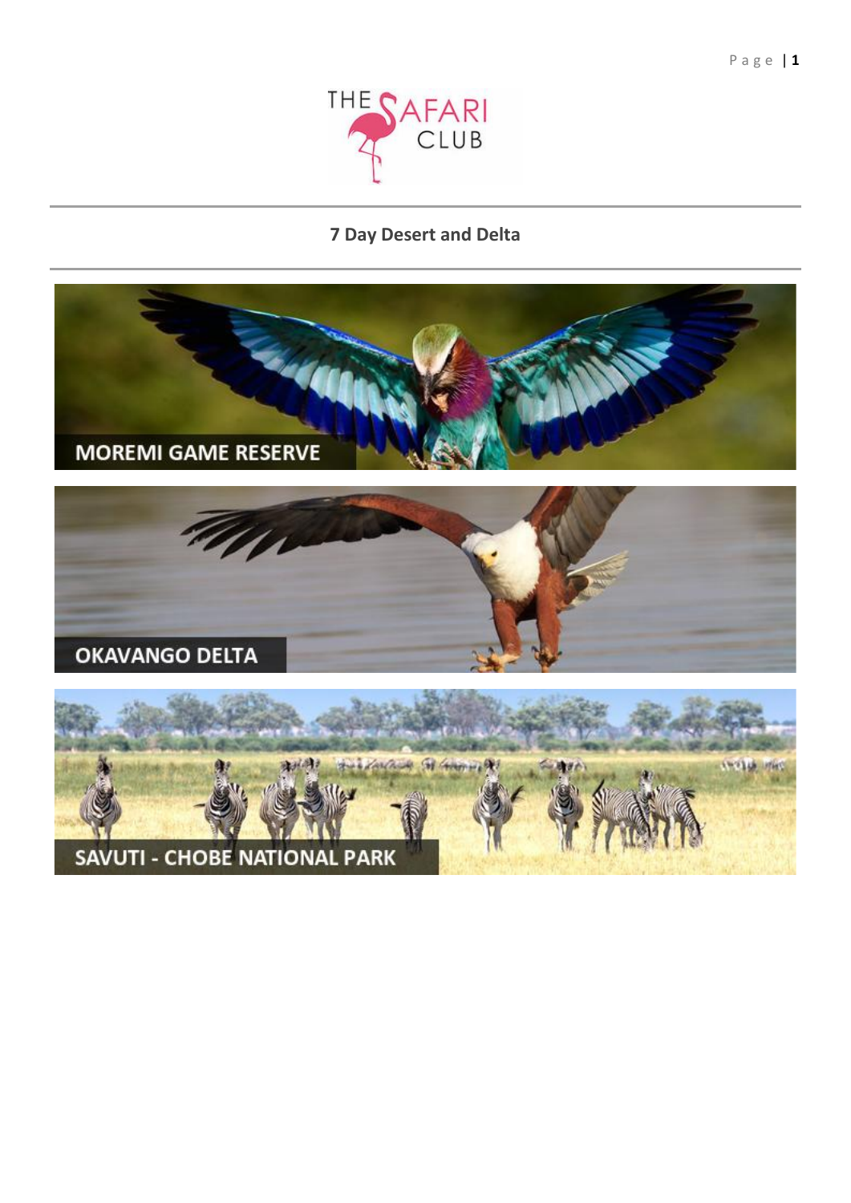THE SAFARI CLUB

# 7 Day Desert and Delta

MOREMI GAME RESERVE

OKAVANGO DELTA

SAVUTI - CHOBE NATIONAL PARK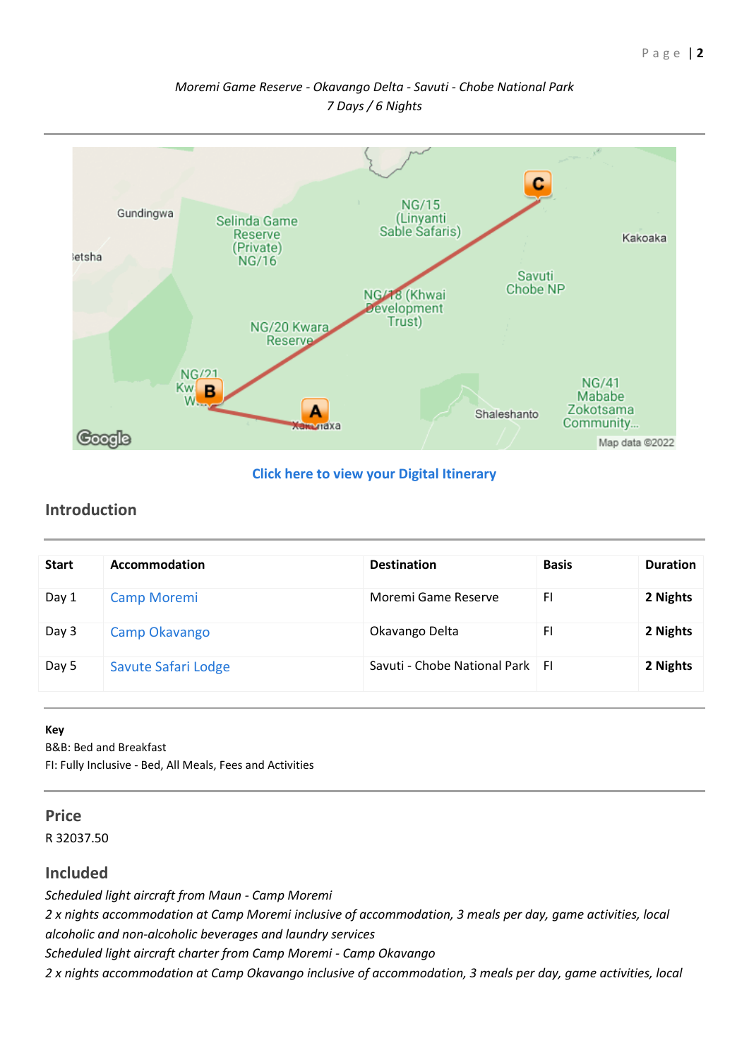*Moremi Game Reserve - Okavango Delta - Savuti - Chobe National Park*
*7 Days / 6 Nights*

Click here to view your Digital Itinerary

## Introduction

| Start | Accommodation | Destination | Basis | Duration |
|---|---|---|---|---|
| Day 1 | Camp Moremi | Moremi Game Reserve | FI | **2 Nights** |
| Day 3 | Camp Okavango | Okavango Delta | FI | **2 Nights** |
| Day 5 | Savute Safari Lodge | Savuti - Chobe National Park | FI | **2 Nights** |

**Key**
B&B: Bed and Breakfast
FI: Fully Inclusive - Bed, All Meals, Fees and Activities

## Price

R 32037.50

## Included

*Scheduled light aircraft from Maun - Camp Moremi*
*2 x nights accommodation at Camp Moremi inclusive of accommodation, 3 meals per day, game activities, local alcoholic and non-alcoholic beverages and laundry services*
*Scheduled light aircraft charter from Camp Moremi - Camp Okavango*
*2 x nights accommodation at Camp Okavango inclusive of accommodation, 3 meals per day, game activities, local*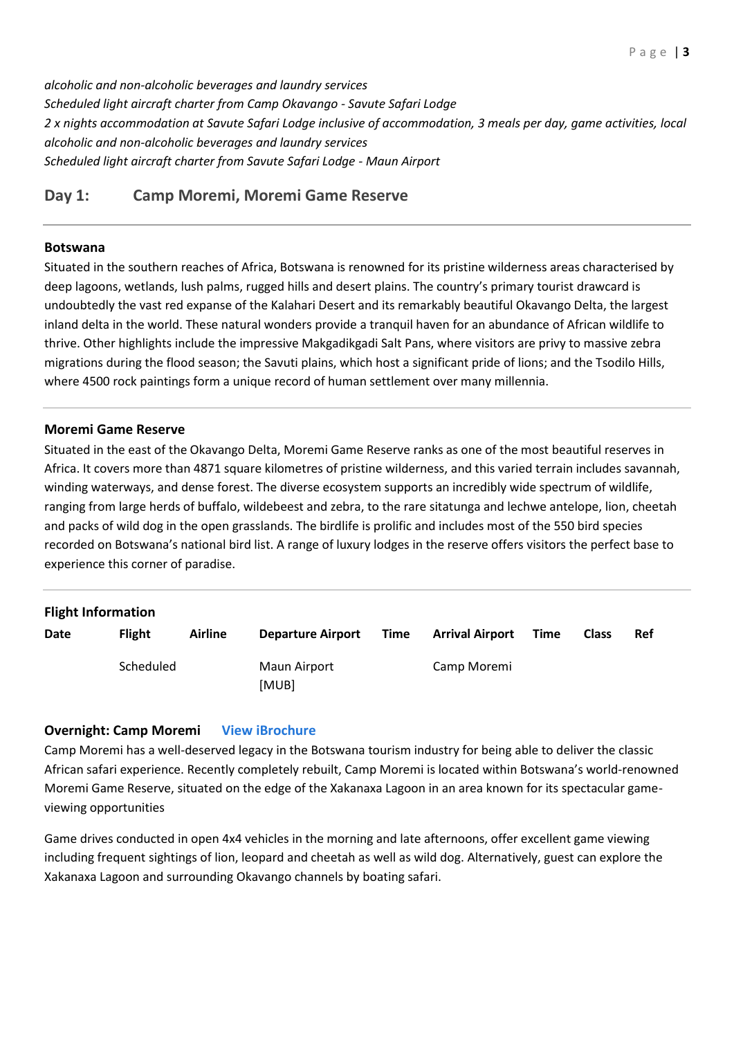*alcoholic and non-alcoholic beverages and laundry services*
*Scheduled light aircraft charter from Camp Okavango - Savute Safari Lodge*
*2 x nights accommodation at Savute Safari Lodge inclusive of accommodation, 3 meals per day, game activities, local alcoholic and non-alcoholic beverages and laundry services*
*Scheduled light aircraft charter from Savute Safari Lodge - Maun Airport*

## Day 1: Camp Moremi, Moremi Game Reserve

### Botswana

Situated in the southern reaches of Africa, Botswana is renowned for its pristine wilderness areas characterised by deep lagoons, wetlands, lush palms, rugged hills and desert plains. The country's primary tourist drawcard is undoubtedly the vast red expanse of the Kalahari Desert and its remarkably beautiful Okavango Delta, the largest inland delta in the world. These natural wonders provide a tranquil haven for an abundance of African wildlife to thrive. Other highlights include the impressive Makgadikgadi Salt Pans, where visitors are privy to massive zebra migrations during the flood season; the Savuti plains, which host a significant pride of lions; and the Tsodilo Hills, where 4500 rock paintings form a unique record of human settlement over many millennia.

### Moremi Game Reserve

Situated in the east of the Okavango Delta, Moremi Game Reserve ranks as one of the most beautiful reserves in Africa. It covers more than 4871 square kilometres of pristine wilderness, and this varied terrain includes savannah, winding waterways, and dense forest. The diverse ecosystem supports an incredibly wide spectrum of wildlife, ranging from large herds of buffalo, wildebeest and zebra, to the rare sitatunga and lechwe antelope, lion, cheetah and packs of wild dog in the open grasslands. The birdlife is prolific and includes most of the 550 bird species recorded on Botswana's national bird list. A range of luxury lodges in the reserve offers visitors the perfect base to experience this corner of paradise.

### Flight Information

| Date | Flight | Airline | Departure Airport | Time | Arrival Airport | Time | Class | Ref |
|---|---|---|---|---|---|---|---|---|
| | Scheduled | | Maun Airport [MUB] | | Camp Moremi | | | |

### Overnight: Camp Moremi View iBrochure

Camp Moremi has a well-deserved legacy in the Botswana tourism industry for being able to deliver the classic African safari experience. Recently completely rebuilt, Camp Moremi is located within Botswana's world-renowned Moremi Game Reserve, situated on the edge of the Xakanaxa Lagoon in an area known for its spectacular game-viewing opportunities

Game drives conducted in open 4x4 vehicles in the morning and late afternoons, offer excellent game viewing including frequent sightings of lion, leopard and cheetah as well as wild dog. Alternatively, guest can explore the Xakanaxa Lagoon and surrounding Okavango channels by boating safari.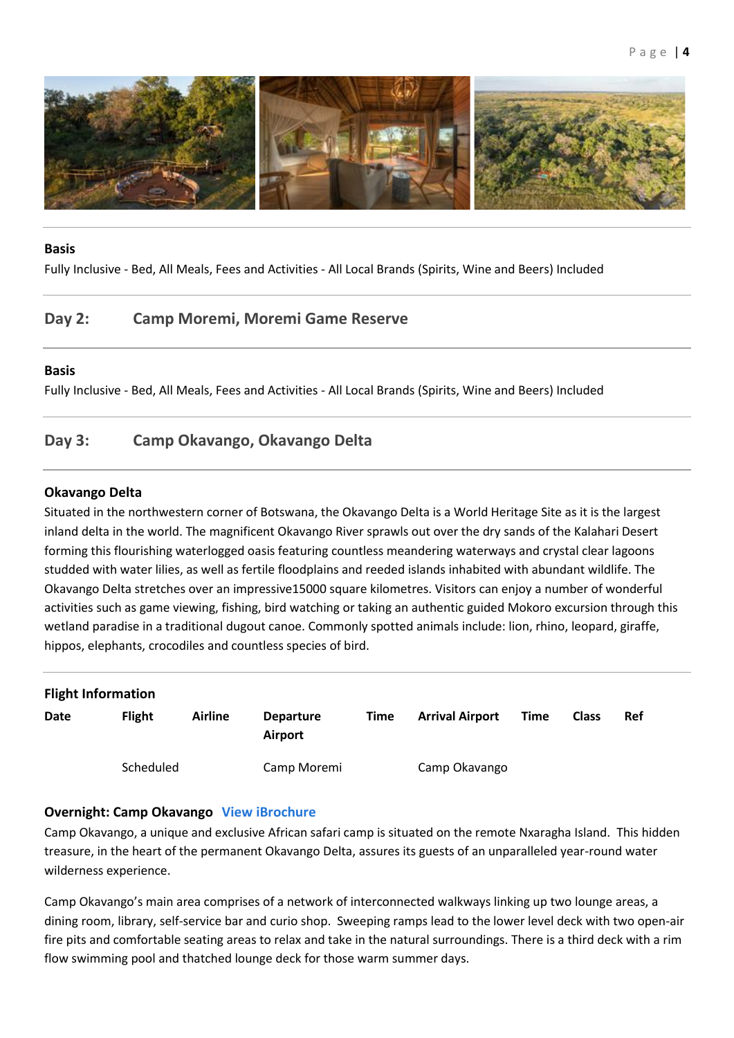**Basis**

Fully Inclusive - Bed, All Meals, Fees and Activities - All Local Brands (Spirits, Wine and Beers) Included

## Day 2: Camp Moremi, Moremi Game Reserve

**Basis**

Fully Inclusive - Bed, All Meals, Fees and Activities - All Local Brands (Spirits, Wine and Beers) Included

## Day 3: Camp Okavango, Okavango Delta

**Okavango Delta**

Situated in the northwestern corner of Botswana, the Okavango Delta is a World Heritage Site as it is the largest inland delta in the world. The magnificent Okavango River sprawls out over the dry sands of the Kalahari Desert forming this flourishing waterlogged oasis featuring countless meandering waterways and crystal clear lagoons studded with water lilies, as well as fertile floodplains and reeded islands inhabited with abundant wildlife. The Okavango Delta stretches over an impressive15000 square kilometres. Visitors can enjoy a number of wonderful activities such as game viewing, fishing, bird watching or taking an authentic guided Mokoro excursion through this wetland paradise in a traditional dugout canoe. Commonly spotted animals include: lion, rhino, leopard, giraffe, hippos, elephants, crocodiles and countless species of bird.

**Flight Information**

| Date | Flight | Airline | Departure Airport | Time | Arrival Airport | Time | Class | Ref |
|---|---|---|---|---|---|---|---|---|
| | Scheduled | | Camp Moremi | | Camp Okavango | | | |

**Overnight: Camp Okavango** View iBrochure

Camp Okavango, a unique and exclusive African safari camp is situated on the remote Nxaragha Island. This hidden treasure, in the heart of the permanent Okavango Delta, assures its guests of an unparalleled year-round water wilderness experience.

Camp Okavango's main area comprises of a network of interconnected walkways linking up two lounge areas, a dining room, library, self-service bar and curio shop. Sweeping ramps lead to the lower level deck with two open-air fire pits and comfortable seating areas to relax and take in the natural surroundings. There is a third deck with a rim flow swimming pool and thatched lounge deck for those warm summer days.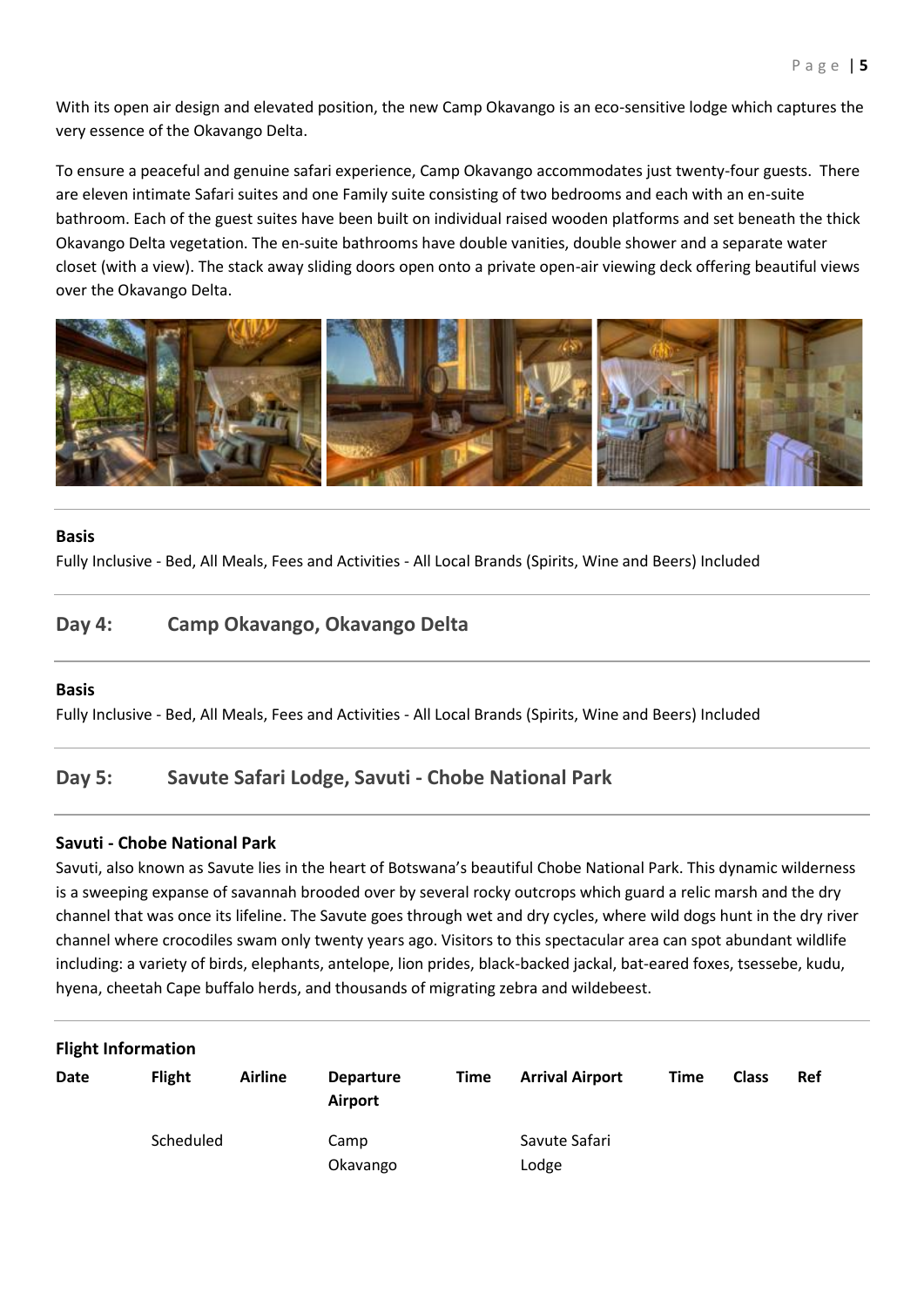With its open air design and elevated position, the new Camp Okavango is an eco-sensitive lodge which captures the very essence of the Okavango Delta.

To ensure a peaceful and genuine safari experience, Camp Okavango accommodates just twenty-four guests. There are eleven intimate Safari suites and one Family suite consisting of two bedrooms and each with an en-suite bathroom. Each of the guest suites have been built on individual raised wooden platforms and set beneath the thick Okavango Delta vegetation. The en-suite bathrooms have double vanities, double shower and a separate water closet (with a view). The stack away sliding doors open onto a private open-air viewing deck offering beautiful views over the Okavango Delta.

**Basis**

Fully Inclusive - Bed, All Meals, Fees and Activities - All Local Brands (Spirits, Wine and Beers) Included

## Day 4: Camp Okavango, Okavango Delta

**Basis**

Fully Inclusive - Bed, All Meals, Fees and Activities - All Local Brands (Spirits, Wine and Beers) Included

## Day 5: Savute Safari Lodge, Savuti - Chobe National Park

**Savuti - Chobe National Park**

Savuti, also known as Savute lies in the heart of Botswana's beautiful Chobe National Park. This dynamic wilderness is a sweeping expanse of savannah brooded over by several rocky outcrops which guard a relic marsh and the dry channel that was once its lifeline. The Savute goes through wet and dry cycles, where wild dogs hunt in the dry river channel where crocodiles swam only twenty years ago. Visitors to this spectacular area can spot abundant wildlife including: a variety of birds, elephants, antelope, lion prides, black-backed jackal, bat-eared foxes, tsessebe, kudu, hyena, cheetah Cape buffalo herds, and thousands of migrating zebra and wildebeest.

**Flight Information**

| Date | Flight | Airline | Departure Airport | Time | Arrival Airport | Time | Class | Ref |
|---|---|---|---|---|---|---|---|---|
| | Scheduled | | Camp Okavango | | Savute Safari Lodge | | | |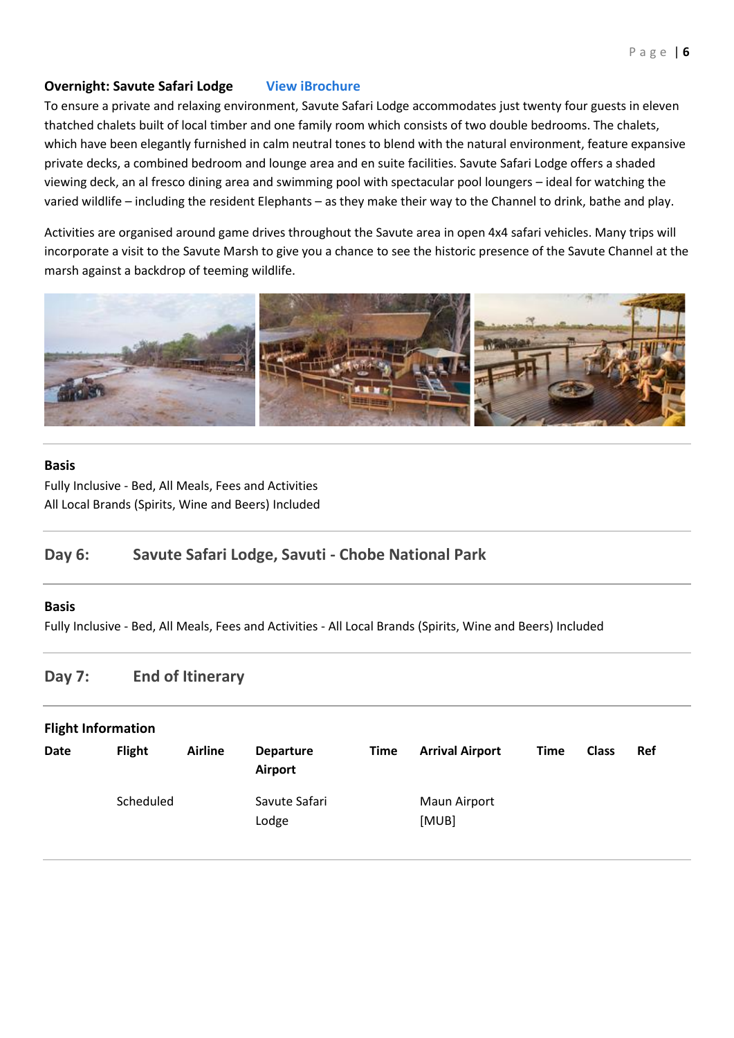**Overnight: Savute Safari Lodge** **View iBrochure**

To ensure a private and relaxing environment, Savute Safari Lodge accommodates just twenty four guests in eleven thatched chalets built of local timber and one family room which consists of two double bedrooms. The chalets, which have been elegantly furnished in calm neutral tones to blend with the natural environment, feature expansive private decks, a combined bedroom and lounge area and en suite facilities. Savute Safari Lodge offers a shaded viewing deck, an al fresco dining area and swimming pool with spectacular pool loungers – ideal for watching the varied wildlife – including the resident Elephants – as they make their way to the Channel to drink, bathe and play.

Activities are organised around game drives throughout the Savute area in open 4x4 safari vehicles. Many trips will incorporate a visit to the Savute Marsh to give you a chance to see the historic presence of the Savute Channel at the marsh against a backdrop of teeming wildlife.

**Basis**

Fully Inclusive - Bed, All Meals, Fees and Activities
All Local Brands (Spirits, Wine and Beers) Included

## Day 6: Savute Safari Lodge, Savuti - Chobe National Park

**Basis**

Fully Inclusive - Bed, All Meals, Fees and Activities - All Local Brands (Spirits, Wine and Beers) Included

## Day 7: End of Itinerary

**Flight Information**

| Date | Flight | Airline | Departure Airport | Time | Arrival Airport | Time | Class | Ref |
|---|---|---|---|---|---|---|---|---|
| | Scheduled | | Savute Safari Lodge | | Maun Airport [MUB] | | | |